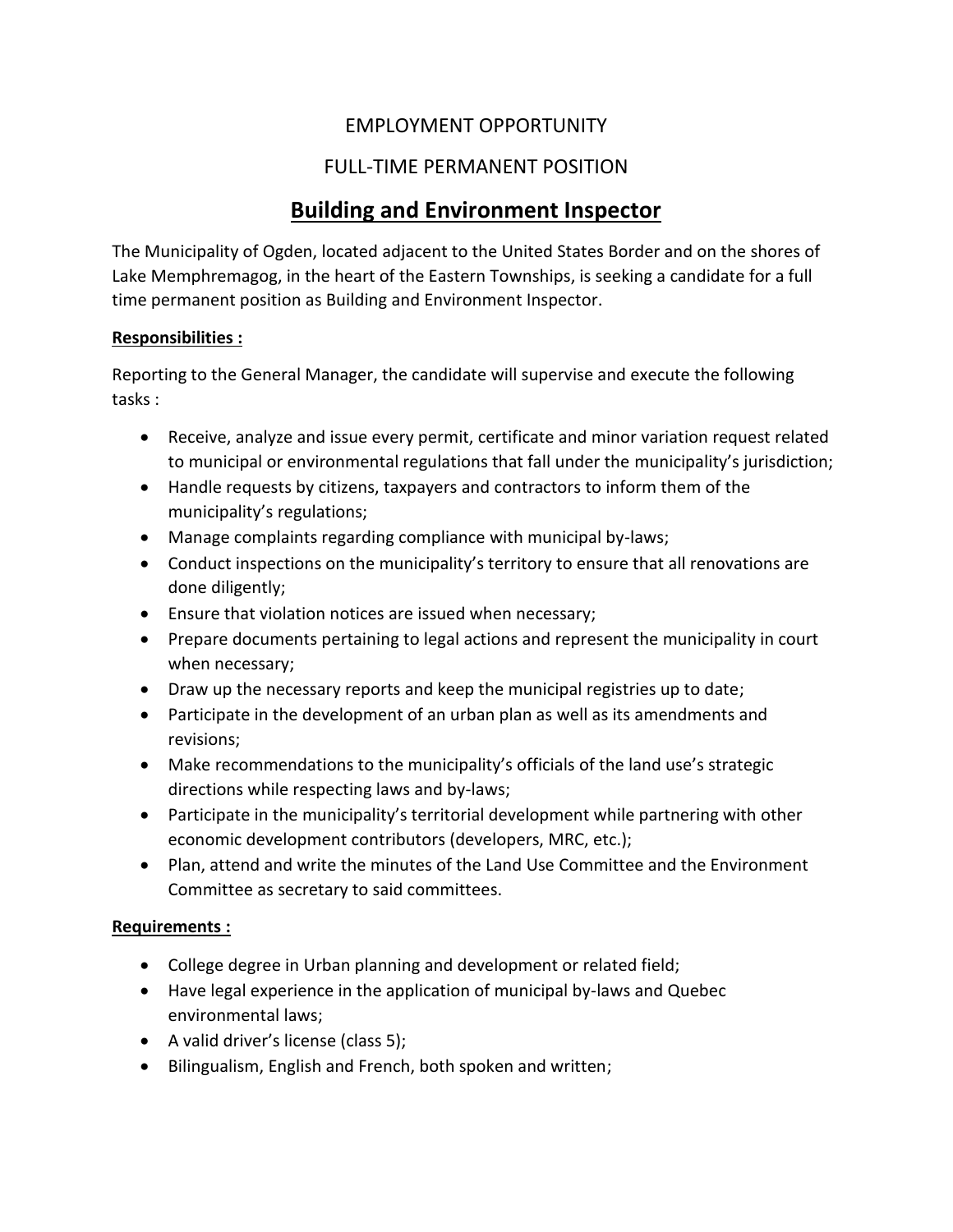EMPLOYMENT OPPORTUNITY

FULL-TIME PERMANENT POSITION

# Building and Environment Inspector

The Municipality of Ogden, located adjacent to the United States Border and on the shores of Lake Memphremagog, in the heart of the Eastern Townships, is seeking a candidate for a full time permanent position as Building and Environment Inspector.

**Responsibilities :**

Reporting to the General Manager, the candidate will supervise and execute the following tasks :

- Receive, analyze and issue every permit, certificate and minor variation request related to municipal or environmental regulations that fall under the municipality's jurisdiction;
- Handle requests by citizens, taxpayers and contractors to inform them of the municipality's regulations;
- Manage complaints regarding compliance with municipal by-laws;
- Conduct inspections on the municipality's territory to ensure that all renovations are done diligently;
- Ensure that violation notices are issued when necessary;
- Prepare documents pertaining to legal actions and represent the municipality in court when necessary;
- Draw up the necessary reports and keep the municipal registries up to date;
- Participate in the development of an urban plan as well as its amendments and revisions;
- Make recommendations to the municipality's officials of the land use's strategic directions while respecting laws and by-laws;
- Participate in the municipality's territorial development while partnering with other economic development contributors (developers, MRC, etc.);
- Plan, attend and write the minutes of the Land Use Committee and the Environment Committee as secretary to said committees.

**Requirements :**

- College degree in Urban planning and development or related field;
- Have legal experience in the application of municipal by-laws and Quebec environmental laws;
- A valid driver's license (class 5);
- Bilingualism, English and French, both spoken and written;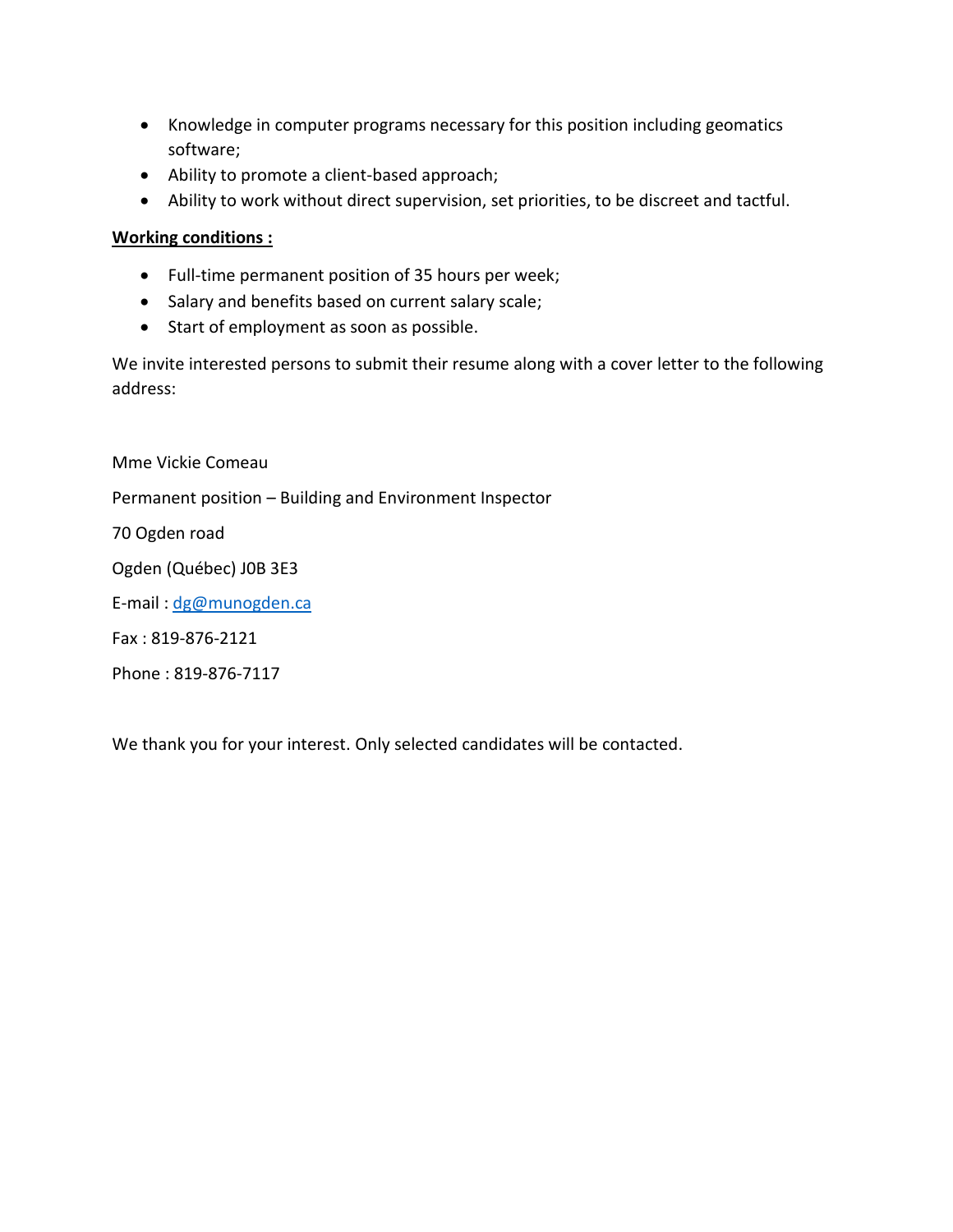- Knowledge in computer programs necessary for this position including geomatics software;
- Ability to promote a client-based approach;
- Ability to work without direct supervision, set priorities, to be discreet and tactful.

**Working conditions :**

- Full-time permanent position of 35 hours per week;
- Salary and benefits based on current salary scale;
- Start of employment as soon as possible.

We invite interested persons to submit their resume along with a cover letter to the following address:

Mme Vickie Comeau

Permanent position – Building and Environment Inspector

70 Ogden road

Ogden (Québec) J0B 3E3

E-mail : dg@munogden.ca

Fax : 819-876-2121

Phone : 819-876-7117

We thank you for your interest. Only selected candidates will be contacted.